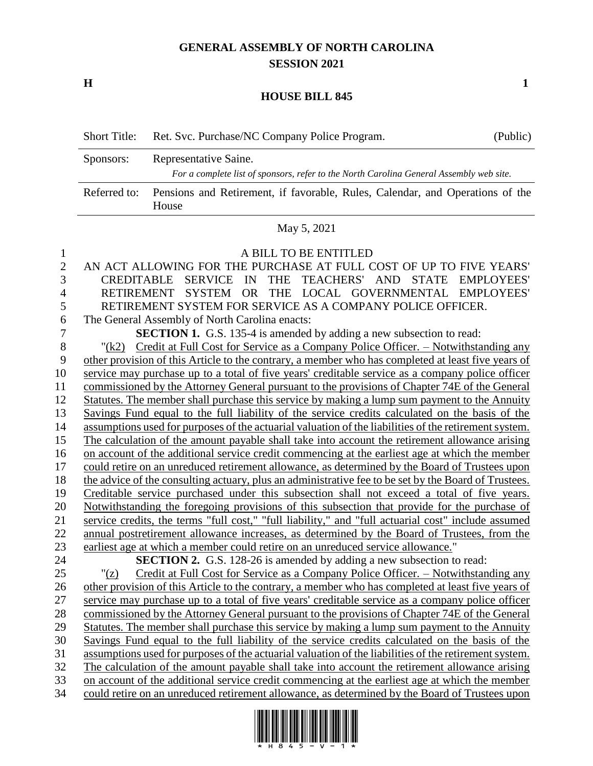# GENERAL ASSEMBLY OF NORTH CAROLINA
## SESSION 2021

**H** **1**

## HOUSE BILL 845

| Short Title: | Ret. Svc. Purchase/NC Company Police Program. | (Public) |
|---|---|---|
| Sponsors: | Representative Saine. *For a complete list of sponsors, refer to the North Carolina General Assembly web site.* | |
| Referred to: | Pensions and Retirement, if favorable, Rules, Calendar, and Operations of the House | |

May 5, 2021

A BILL TO BE ENTITLED

AN ACT ALLOWING FOR THE PURCHASE AT FULL COST OF UP TO FIVE YEARS' CREDITABLE SERVICE IN THE TEACHERS' AND STATE EMPLOYEES' RETIREMENT SYSTEM OR THE LOCAL GOVERNMENTAL EMPLOYEES' RETIREMENT SYSTEM FOR SERVICE AS A COMPANY POLICE OFFICER.

The General Assembly of North Carolina enacts:

**SECTION 1.** G.S. 135-4 is amended by adding a new subsection to read:

"(k2) Credit at Full Cost for Service as a Company Police Officer. – Notwithstanding any other provision of this Article to the contrary, a member who has completed at least five years of service may purchase up to a total of five years' creditable service as a company police officer commissioned by the Attorney General pursuant to the provisions of Chapter 74E of the General Statutes. The member shall purchase this service by making a lump sum payment to the Annuity Savings Fund equal to the full liability of the service credits calculated on the basis of the assumptions used for purposes of the actuarial valuation of the liabilities of the retirement system. The calculation of the amount payable shall take into account the retirement allowance arising on account of the additional service credit commencing at the earliest age at which the member could retire on an unreduced retirement allowance, as determined by the Board of Trustees upon the advice of the consulting actuary, plus an administrative fee to be set by the Board of Trustees. Creditable service purchased under this subsection shall not exceed a total of five years. Notwithstanding the foregoing provisions of this subsection that provide for the purchase of service credits, the terms "full cost," "full liability," and "full actuarial cost" include assumed annual postretirement allowance increases, as determined by the Board of Trustees, from the earliest age at which a member could retire on an unreduced service allowance."

**SECTION 2.** G.S. 128-26 is amended by adding a new subsection to read:

"(z) Credit at Full Cost for Service as a Company Police Officer. – Notwithstanding any other provision of this Article to the contrary, a member who has completed at least five years of service may purchase up to a total of five years' creditable service as a company police officer commissioned by the Attorney General pursuant to the provisions of Chapter 74E of the General Statutes. The member shall purchase this service by making a lump sum payment to the Annuity Savings Fund equal to the full liability of the service credits calculated on the basis of the assumptions used for purposes of the actuarial valuation of the liabilities of the retirement system. The calculation of the amount payable shall take into account the retirement allowance arising on account of the additional service credit commencing at the earliest age at which the member could retire on an unreduced retirement allowance, as determined by the Board of Trustees upon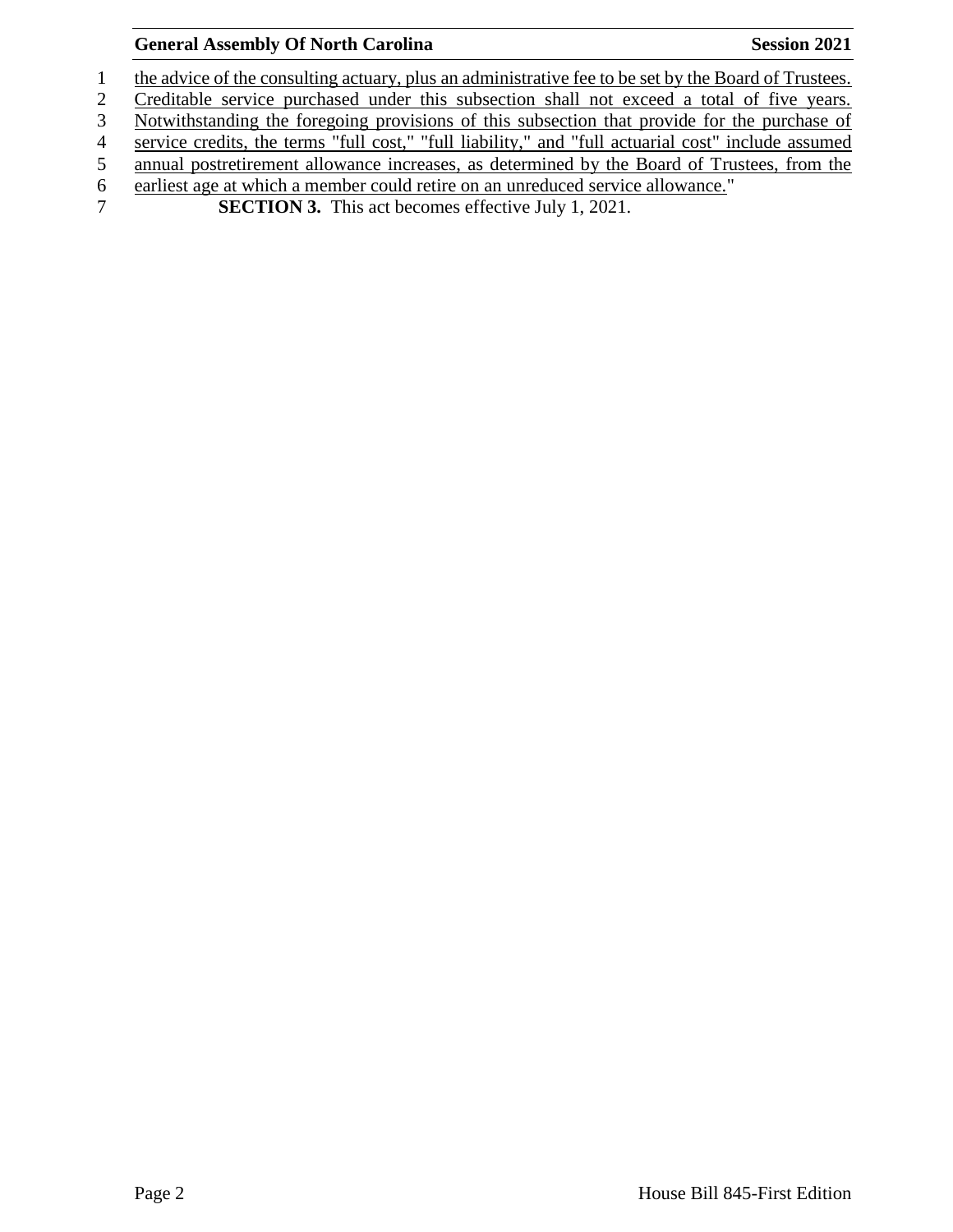the advice of the consulting actuary, plus an administrative fee to be set by the Board of Trustees. Creditable service purchased under this subsection shall not exceed a total of five years. Notwithstanding the foregoing provisions of this subsection that provide for the purchase of service credits, the terms "full cost," "full liability," and "full actuarial cost" include assumed annual postretirement allowance increases, as determined by the Board of Trustees, from the earliest age at which a member could retire on an unreduced service allowance."

**SECTION 3.** This act becomes effective July 1, 2021.